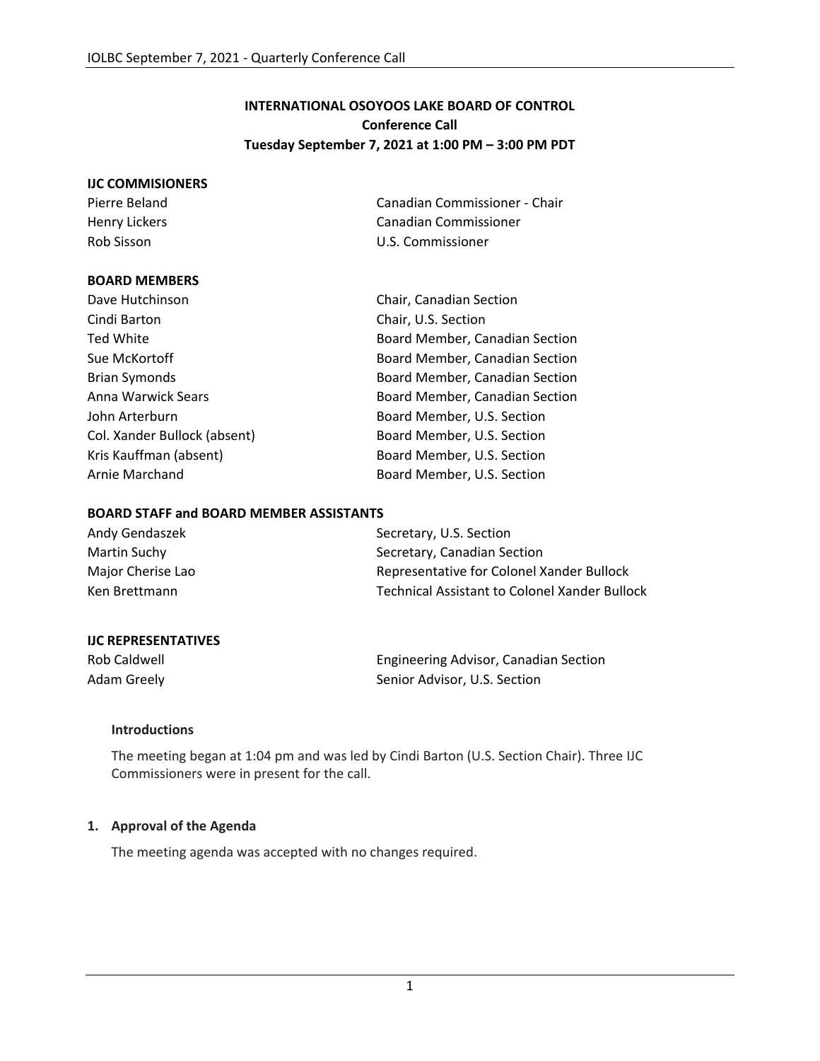# INTERNATIONAL OSOYOOS LAKE BOARD OF CONTROL
## Conference Call
## Tuesday September 7, 2021 at 1:00 PM – 3:00 PM PDT

**IJC COMMISIONERS**

| | |
|---|---|
| Pierre Beland | Canadian Commissioner - Chair |
| Henry Lickers | Canadian Commissioner |
| Rob Sisson | U.S. Commissioner |

**BOARD MEMBERS**

| | |
|---|---|
| Dave Hutchinson | Chair, Canadian Section |
| Cindi Barton | Chair, U.S. Section |
| Ted White | Board Member, Canadian Section |
| Sue McKortoff | Board Member, Canadian Section |
| Brian Symonds | Board Member, Canadian Section |
| Anna Warwick Sears | Board Member, Canadian Section |
| John Arterburn | Board Member, U.S. Section |
| Col. Xander Bullock (absent) | Board Member, U.S. Section |
| Kris Kauffman (absent) | Board Member, U.S. Section |
| Arnie Marchand | Board Member, U.S. Section |

**BOARD STAFF and BOARD MEMBER ASSISTANTS**

| | |
|---|---|
| Andy Gendaszek | Secretary, U.S. Section |
| Martin Suchy | Secretary, Canadian Section |
| Major Cherise Lao | Representative for Colonel Xander Bullock |
| Ken Brettmann | Technical Assistant to Colonel Xander Bullock |

**IJC REPRESENTATIVES**

| | |
|---|---|
| Rob Caldwell | Engineering Advisor, Canadian Section |
| Adam Greely | Senior Advisor, U.S. Section |

**Introductions**

The meeting began at 1:04 pm and was led by Cindi Barton (U.S. Section Chair). Three IJC Commissioners were in present for the call.

**1. Approval of the Agenda**

The meeting agenda was accepted with no changes required.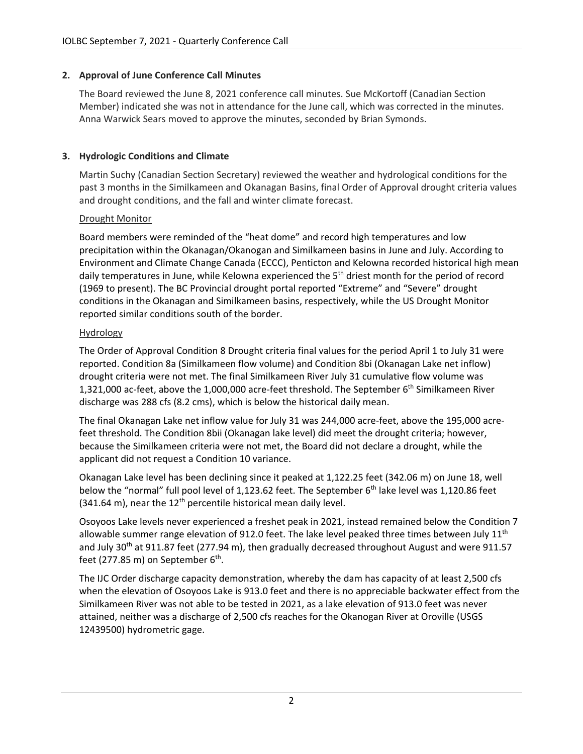## 2. Approval of June Conference Call Minutes

The Board reviewed the June 8, 2021 conference call minutes. Sue McKortoff (Canadian Section Member) indicated she was not in attendance for the June call, which was corrected in the minutes. Anna Warwick Sears moved to approve the minutes, seconded by Brian Symonds.

## 3. Hydrologic Conditions and Climate

Martin Suchy (Canadian Section Secretary) reviewed the weather and hydrological conditions for the past 3 months in the Similkameen and Okanagan Basins, final Order of Approval drought criteria values and drought conditions, and the fall and winter climate forecast.

### Drought Monitor

Board members were reminded of the "heat dome" and record high temperatures and low precipitation within the Okanagan/Okanogan and Similkameen basins in June and July. According to Environment and Climate Change Canada (ECCC), Penticton and Kelowna recorded historical high mean daily temperatures in June, while Kelowna experienced the 5th driest month for the period of record (1969 to present). The BC Provincial drought portal reported "Extreme" and "Severe" drought conditions in the Okanagan and Similkameen basins, respectively, while the US Drought Monitor reported similar conditions south of the border.

### Hydrology

The Order of Approval Condition 8 Drought criteria final values for the period April 1 to July 31 were reported. Condition 8a (Similkameen flow volume) and Condition 8bi (Okanagan Lake net inflow) drought criteria were not met. The final Similkameen River July 31 cumulative flow volume was 1,321,000 ac-feet, above the 1,000,000 acre-feet threshold. The September 6th Similkameen River discharge was 288 cfs (8.2 cms), which is below the historical daily mean.

The final Okanagan Lake net inflow value for July 31 was 244,000 acre-feet, above the 195,000 acre-feet threshold. The Condition 8bii (Okanagan lake level) did meet the drought criteria; however, because the Similkameen criteria were not met, the Board did not declare a drought, while the applicant did not request a Condition 10 variance.

Okanagan Lake level has been declining since it peaked at 1,122.25 feet (342.06 m) on June 18, well below the "normal" full pool level of 1,123.62 feet. The September 6th lake level was 1,120.86 feet (341.64 m), near the 12th percentile historical mean daily level.

Osoyoos Lake levels never experienced a freshet peak in 2021, instead remained below the Condition 7 allowable summer range elevation of 912.0 feet. The lake level peaked three times between July 11th and July 30th at 911.87 feet (277.94 m), then gradually decreased throughout August and were 911.57 feet (277.85 m) on September 6th.

The IJC Order discharge capacity demonstration, whereby the dam has capacity of at least 2,500 cfs when the elevation of Osoyoos Lake is 913.0 feet and there is no appreciable backwater effect from the Similkameen River was not able to be tested in 2021, as a lake elevation of 913.0 feet was never attained, neither was a discharge of 2,500 cfs reaches for the Okanogan River at Oroville (USGS 12439500) hydrometric gage.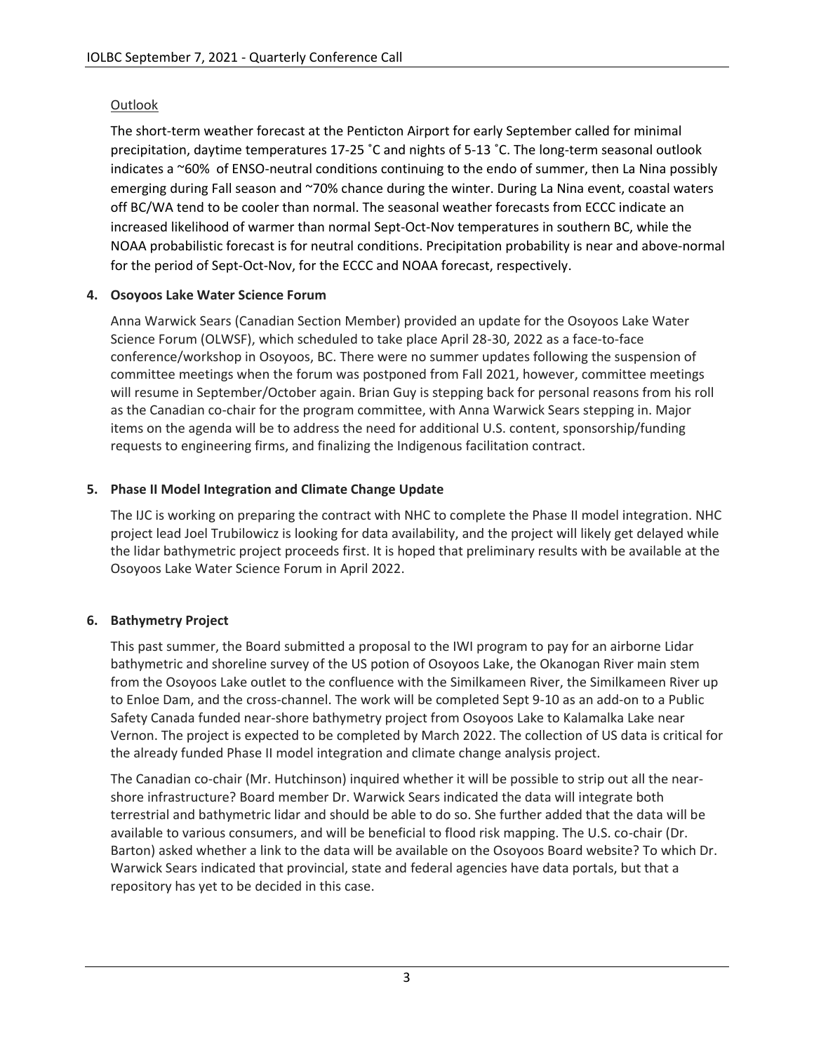Outlook

The short-term weather forecast at the Penticton Airport for early September called for minimal precipitation, daytime temperatures 17-25 ˚C and nights of 5-13 ˚C. The long-term seasonal outlook indicates a ~60% of ENSO-neutral conditions continuing to the endo of summer, then La Nina possibly emerging during Fall season and ~70% chance during the winter. During La Nina event, coastal waters off BC/WA tend to be cooler than normal. The seasonal weather forecasts from ECCC indicate an increased likelihood of warmer than normal Sept-Oct-Nov temperatures in southern BC, while the NOAA probabilistic forecast is for neutral conditions. Precipitation probability is near and above-normal for the period of Sept-Oct-Nov, for the ECCC and NOAA forecast, respectively.

### 4. Osoyoos Lake Water Science Forum

Anna Warwick Sears (Canadian Section Member) provided an update for the Osoyoos Lake Water Science Forum (OLWSF), which scheduled to take place April 28-30, 2022 as a face-to-face conference/workshop in Osoyoos, BC. There were no summer updates following the suspension of committee meetings when the forum was postponed from Fall 2021, however, committee meetings will resume in September/October again. Brian Guy is stepping back for personal reasons from his roll as the Canadian co-chair for the program committee, with Anna Warwick Sears stepping in. Major items on the agenda will be to address the need for additional U.S. content, sponsorship/funding requests to engineering firms, and finalizing the Indigenous facilitation contract.

### 5. Phase II Model Integration and Climate Change Update

The IJC is working on preparing the contract with NHC to complete the Phase II model integration. NHC project lead Joel Trubilowicz is looking for data availability, and the project will likely get delayed while the lidar bathymetric project proceeds first. It is hoped that preliminary results with be available at the Osoyoos Lake Water Science Forum in April 2022.

### 6. Bathymetry Project

This past summer, the Board submitted a proposal to the IWI program to pay for an airborne Lidar bathymetric and shoreline survey of the US potion of Osoyoos Lake, the Okanogan River main stem from the Osoyoos Lake outlet to the confluence with the Similkameen River, the Similkameen River up to Enloe Dam, and the cross-channel. The work will be completed Sept 9-10 as an add-on to a Public Safety Canada funded near-shore bathymetry project from Osoyoos Lake to Kalamalka Lake near Vernon. The project is expected to be completed by March 2022. The collection of US data is critical for the already funded Phase II model integration and climate change analysis project.

The Canadian co-chair (Mr. Hutchinson) inquired whether it will be possible to strip out all the near-shore infrastructure? Board member Dr. Warwick Sears indicated the data will integrate both terrestrial and bathymetric lidar and should be able to do so. She further added that the data will be available to various consumers, and will be beneficial to flood risk mapping. The U.S. co-chair (Dr. Barton) asked whether a link to the data will be available on the Osoyoos Board website? To which Dr. Warwick Sears indicated that provincial, state and federal agencies have data portals, but that a repository has yet to be decided in this case.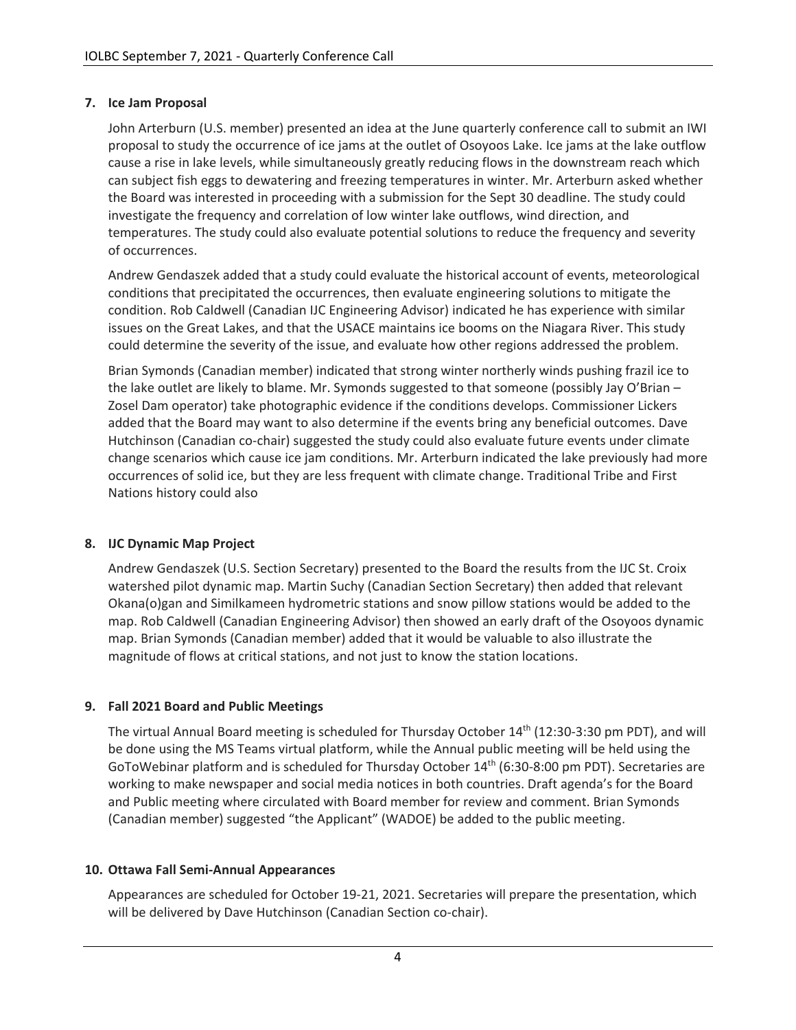## 7. Ice Jam Proposal

John Arterburn (U.S. member) presented an idea at the June quarterly conference call to submit an IWI proposal to study the occurrence of ice jams at the outlet of Osoyoos Lake. Ice jams at the lake outflow cause a rise in lake levels, while simultaneously greatly reducing flows in the downstream reach which can subject fish eggs to dewatering and freezing temperatures in winter. Mr. Arterburn asked whether the Board was interested in proceeding with a submission for the Sept 30 deadline. The study could investigate the frequency and correlation of low winter lake outflows, wind direction, and temperatures. The study could also evaluate potential solutions to reduce the frequency and severity of occurrences.

Andrew Gendaszek added that a study could evaluate the historical account of events, meteorological conditions that precipitated the occurrences, then evaluate engineering solutions to mitigate the condition. Rob Caldwell (Canadian IJC Engineering Advisor) indicated he has experience with similar issues on the Great Lakes, and that the USACE maintains ice booms on the Niagara River. This study could determine the severity of the issue, and evaluate how other regions addressed the problem.

Brian Symonds (Canadian member) indicated that strong winter northerly winds pushing frazil ice to the lake outlet are likely to blame. Mr. Symonds suggested to that someone (possibly Jay O'Brian – Zosel Dam operator) take photographic evidence if the conditions develops. Commissioner Lickers added that the Board may want to also determine if the events bring any beneficial outcomes. Dave Hutchinson (Canadian co-chair) suggested the study could also evaluate future events under climate change scenarios which cause ice jam conditions. Mr. Arterburn indicated the lake previously had more occurrences of solid ice, but they are less frequent with climate change. Traditional Tribe and First Nations history could also

## 8. IJC Dynamic Map Project

Andrew Gendaszek (U.S. Section Secretary) presented to the Board the results from the IJC St. Croix watershed pilot dynamic map. Martin Suchy (Canadian Section Secretary) then added that relevant Okana(o)gan and Similkameen hydrometric stations and snow pillow stations would be added to the map. Rob Caldwell (Canadian Engineering Advisor) then showed an early draft of the Osoyoos dynamic map. Brian Symonds (Canadian member) added that it would be valuable to also illustrate the magnitude of flows at critical stations, and not just to know the station locations.

## 9. Fall 2021 Board and Public Meetings

The virtual Annual Board meeting is scheduled for Thursday October 14th (12:30-3:30 pm PDT), and will be done using the MS Teams virtual platform, while the Annual public meeting will be held using the GoToWebinar platform and is scheduled for Thursday October 14th (6:30-8:00 pm PDT). Secretaries are working to make newspaper and social media notices in both countries. Draft agenda's for the Board and Public meeting where circulated with Board member for review and comment. Brian Symonds (Canadian member) suggested "the Applicant" (WADOE) be added to the public meeting.

## 10. Ottawa Fall Semi-Annual Appearances

Appearances are scheduled for October 19-21, 2021. Secretaries will prepare the presentation, which will be delivered by Dave Hutchinson (Canadian Section co-chair).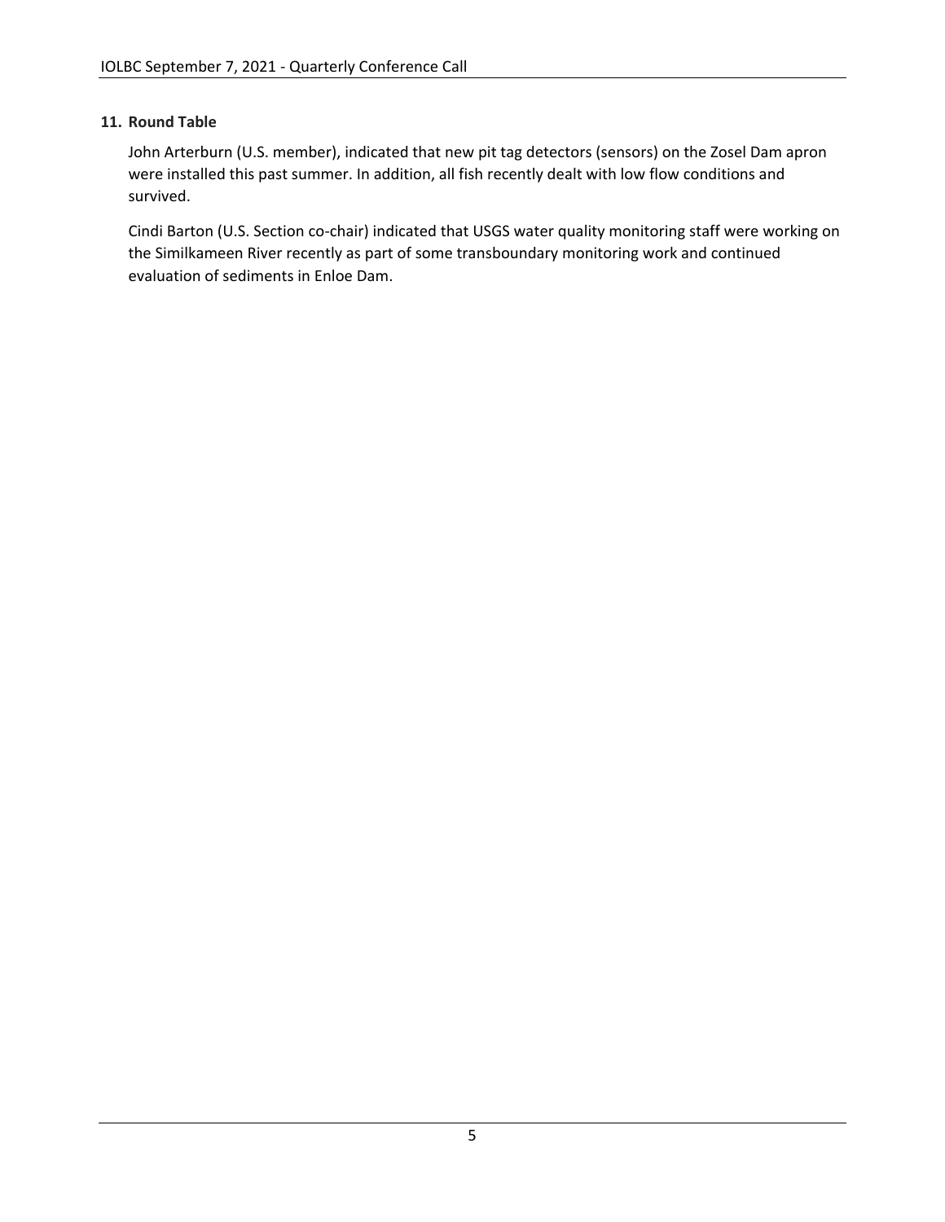## 11. Round Table

John Arterburn (U.S. member), indicated that new pit tag detectors (sensors) on the Zosel Dam apron were installed this past summer. In addition, all fish recently dealt with low flow conditions and survived.

Cindi Barton (U.S. Section co-chair) indicated that USGS water quality monitoring staff were working on the Similkameen River recently as part of some transboundary monitoring work and continued evaluation of sediments in Enloe Dam.